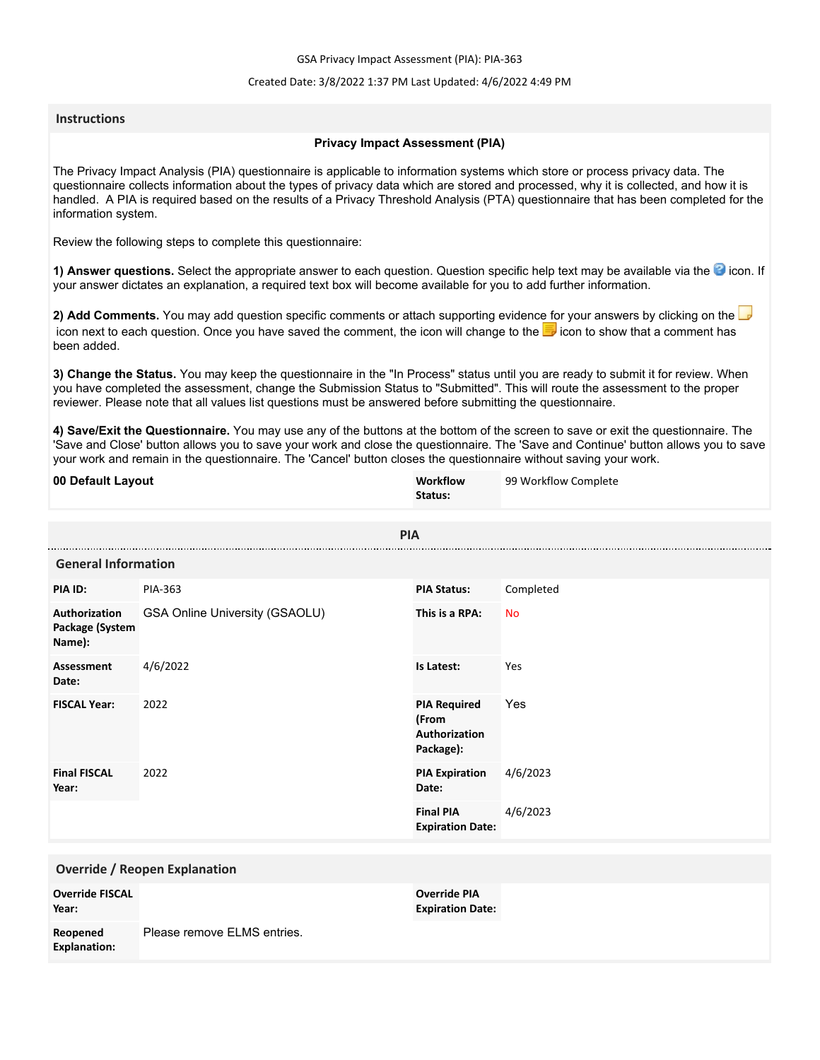GSA Privacy Impact Assessment (PIA): PIA-363

Created Date: 3/8/2022 1:37 PM Last Updated: 4/6/2022 4:49 PM

## Instructions

### Privacy Impact Assessment (PIA)

The Privacy Impact Analysis (PIA) questionnaire is applicable to information systems which store or process privacy data. The questionnaire collects information about the types of privacy data which are stored and processed, why it is collected, and how it is handled. A PIA is required based on the results of a Privacy Threshold Analysis (PTA) questionnaire that has been completed for the information system.

Review the following steps to complete this questionnaire:

**1) Answer questions.** Select the appropriate answer to each question. Question specific help text may be available via the icon. If your answer dictates an explanation, a required text box will become available for you to add further information.

**2) Add Comments.** You may add question specific comments or attach supporting evidence for your answers by clicking on the icon next to each question. Once you have saved the comment, the icon will change to the icon to show that a comment has been added.

**3) Change the Status.** You may keep the questionnaire in the "In Process" status until you are ready to submit it for review. When you have completed the assessment, change the Submission Status to "Submitted". This will route the assessment to the proper reviewer. Please note that all values list questions must be answered before submitting the questionnaire.

**4) Save/Exit the Questionnaire.** You may use any of the buttons at the bottom of the screen to save or exit the questionnaire. The 'Save and Close' button allows you to save your work and close the questionnaire. The 'Save and Continue' button allows you to save your work and remain in the questionnaire. The 'Cancel' button closes the questionnaire without saving your work.

| **00 Default Layout** | **Workflow Status:** | 99 Workflow Complete |
|---|---|---|

## PIA

### General Information

| | | | |
|---|---|---|---|
| **PIA ID:** | PIA-363 | **PIA Status:** | Completed |
| **Authorization Package (System Name):** | GSA Online University (GSAOLU) | **This is a RPA:** | No |
| **Assessment Date:** | 4/6/2022 | **Is Latest:** | Yes |
| **FISCAL Year:** | 2022 | **PIA Required (From Authorization Package):** | Yes |
| **Final FISCAL Year:** | 2022 | **PIA Expiration Date:** | 4/6/2023 |
| | | **Final PIA Expiration Date:** | 4/6/2023 |

### Override / Reopen Explanation

| | | | |
|---|---|---|---|
| **Override FISCAL Year:** | | **Override PIA Expiration Date:** | |
| **Reopened Explanation:** | Please remove ELMS entries. | | |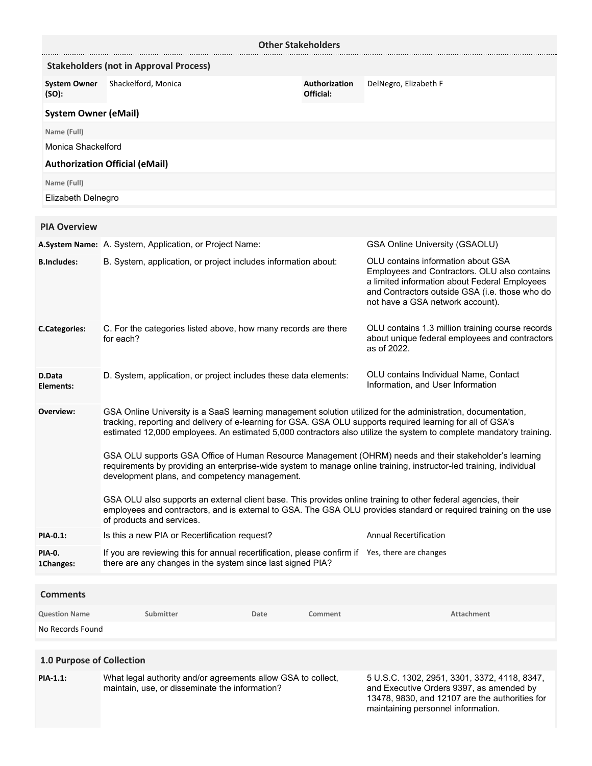## Other Stakeholders

### Stakeholders (not in Approval Process)

| System Owner (SO): | Shackelford, Monica | Authorization Official: | DelNegro, Elizabeth F |
|---|---|---|---|

### System Owner (eMail)

| Name (Full) |
|---|
| Monica Shackelford |

### Authorization Official (eMail)

| Name (Full) |
|---|
| Elizabeth Delnegro |

## PIA Overview

| | | |
|---|---|---|
| **A.System Name:** | A. System, Application, or Project Name: | GSA Online University (GSAOLU) |
| **B.Includes:** | B. System, application, or project includes information about: | OLU contains information about GSA Employees and Contractors. OLU also contains a limited information about Federal Employees and Contractors outside GSA (i.e. those who do not have a GSA network account). |
| **C.Categories:** | C. For the categories listed above, how many records are there for each? | OLU contains 1.3 million training course records about unique federal employees and contractors as of 2022. |
| **D.Data Elements:** | D. System, application, or project includes these data elements: | OLU contains Individual Name, Contact Information, and User Information |
| **Overview:** | GSA Online University is a SaaS learning management solution utilized for the administration, documentation, tracking, reporting and delivery of e-learning for GSA. GSA OLU supports required learning for all of GSA's estimated 12,000 employees. An estimated 5,000 contractors also utilize the system to complete mandatory training.<br><br>GSA OLU supports GSA Office of Human Resource Management (OHRM) needs and their stakeholder's learning requirements by providing an enterprise-wide system to manage online training, instructor-led training, individual development plans, and competency management.<br><br>GSA OLU also supports an external client base. This provides online training to other federal agencies, their employees and contractors, and is external to GSA. The GSA OLU provides standard or required training on the use of products and services. | |
| **PIA-0.1:** | Is this a new PIA or Recertification request? | Annual Recertification |
| **PIA-0. 1Changes:** | If you are reviewing this for annual recertification, please confirm if there are any changes in the system since last signed PIA? | Yes, there are changes |

## Comments

| Question Name | Submitter | Date | Comment | Attachment |
|---|---|---|---|---|
| No Records Found | | | | |

## 1.0 Purpose of Collection

| | | |
|---|---|---|
| **PIA-1.1:** | What legal authority and/or agreements allow GSA to collect, maintain, use, or disseminate the information? | 5 U.S.C. 1302, 2951, 3301, 3372, 4118, 8347, and Executive Orders 9397, as amended by 13478, 9830, and 12107 are the authorities for maintaining personnel information. |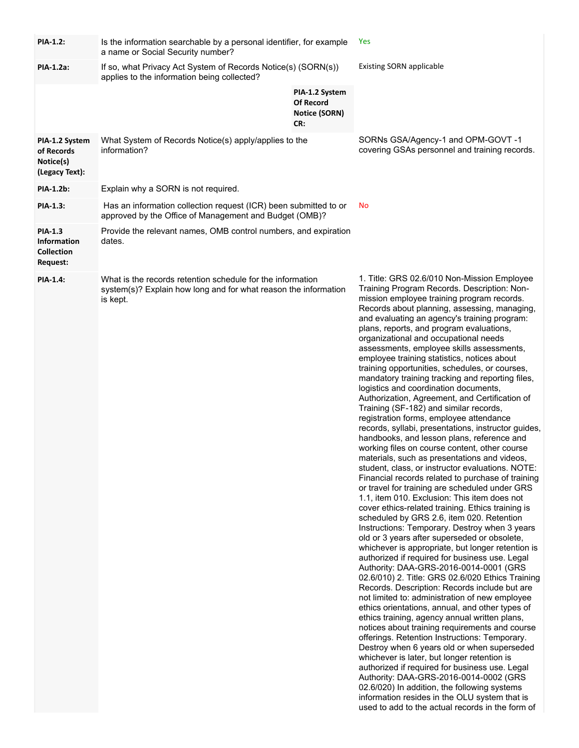| | | |
|---|---|---|
| **PIA-1.2:** | Is the information searchable by a personal identifier, for example a name or Social Security number? | Yes |
| **PIA-1.2a:** | If so, what Privacy Act System of Records Notice(s) (SORN(s)) applies to the information being collected? | Existing SORN applicable |
| | **PIA-1.2 System Of Record Notice (SORN) CR:** | |
| **PIA-1.2 System of Records Notice(s) (Legacy Text):** | What System of Records Notice(s) apply/applies to the information? | SORNs GSA/Agency-1 and OPM-GOVT -1 covering GSAs personnel and training records. |
| **PIA-1.2b:** | Explain why a SORN is not required. | |
| **PIA-1.3:** | Has an information collection request (ICR) been submitted to or approved by the Office of Management and Budget (OMB)? | No |
| **PIA-1.3 Information Collection Request:** | Provide the relevant names, OMB control numbers, and expiration dates. | |
| **PIA-1.4:** | What is the records retention schedule for the information system(s)? Explain how long and for what reason the information is kept. | 1. Title: GRS 02.6/010 Non-Mission Employee Training Program Records. Description: Non-mission employee training program records. Records about planning, assessing, managing, and evaluating an agency's training program: plans, reports, and program evaluations, organizational and occupational needs assessments, employee skills assessments, employee training statistics, notices about training opportunities, schedules, or courses, mandatory training tracking and reporting files, logistics and coordination documents, Authorization, Agreement, and Certification of Training (SF-182) and similar records, registration forms, employee attendance records, syllabi, presentations, instructor guides, handbooks, and lesson plans, reference and working files on course content, other course materials, such as presentations and videos, student, class, or instructor evaluations. NOTE: Financial records related to purchase of training or travel for training are scheduled under GRS 1.1, item 010. Exclusion: This item does not cover ethics-related training. Ethics training is scheduled by GRS 2.6, item 020. Retention Instructions: Temporary. Destroy when 3 years old or 3 years after superseded or obsolete, whichever is appropriate, but longer retention is authorized if required for business use. Legal Authority: DAA-GRS-2016-0014-0001 (GRS 02.6/010) 2. Title: GRS 02.6/020 Ethics Training Records. Description: Records include but are not limited to: administration of new employee ethics orientations, annual, and other types of ethics training, agency annual written plans, notices about training requirements and course offerings. Retention Instructions: Temporary. Destroy when 6 years old or when superseded whichever is later, but longer retention is authorized if required for business use. Legal Authority: DAA-GRS-2016-0014-0002 (GRS 02.6/020) In addition, the following systems information resides in the OLU system that is used to add to the actual records in the form of |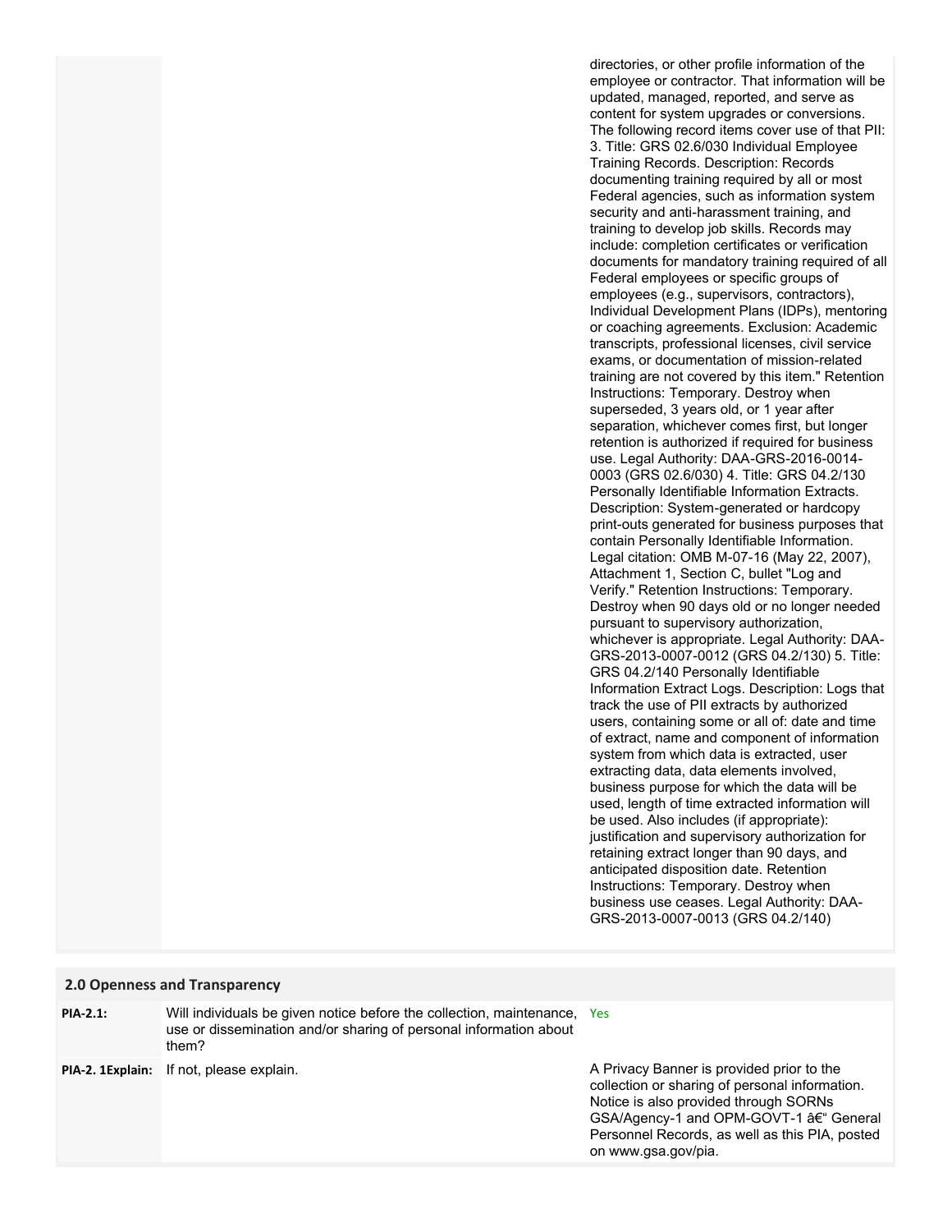| | | |
|---|---|---|
| | | directories, or other profile information of the employee or contractor. That information will be updated, managed, reported, and serve as content for system upgrades or conversions. The following record items cover use of that PII: 3. Title: GRS 02.6/030 Individual Employee Training Records. Description: Records documenting training required by all or most Federal agencies, such as information system security and anti-harassment training, and training to develop job skills. Records may include: completion certificates or verification documents for mandatory training required of all Federal employees or specific groups of employees (e.g., supervisors, contractors), Individual Development Plans (IDPs), mentoring or coaching agreements. Exclusion: Academic transcripts, professional licenses, civil service exams, or documentation of mission-related training are not covered by this item." Retention Instructions: Temporary. Destroy when superseded, 3 years old, or 1 year after separation, whichever comes first, but longer retention is authorized if required for business use. Legal Authority: DAA-GRS-2016-0014-0003 (GRS 02.6/030) 4. Title: GRS 04.2/130 Personally Identifiable Information Extracts. Description: System-generated or hardcopy print-outs generated for business purposes that contain Personally Identifiable Information. Legal citation: OMB M-07-16 (May 22, 2007), Attachment 1, Section C, bullet "Log and Verify." Retention Instructions: Temporary. Destroy when 90 days old or no longer needed pursuant to supervisory authorization, whichever is appropriate. Legal Authority: DAA-GRS-2013-0007-0012 (GRS 04.2/130) 5. Title: GRS 04.2/140 Personally Identifiable Information Extract Logs. Description: Logs that track the use of PII extracts by authorized users, containing some or all of: date and time of extract, name and component of information system from which data is extracted, user extracting data, data elements involved, business purpose for which the data will be used, length of time extracted information will be used. Also includes (if appropriate): justification and supervisory authorization for retaining extract longer than 90 days, and anticipated disposition date. Retention Instructions: Temporary. Destroy when business use ceases. Legal Authority: DAA-GRS-2013-0007-0013 (GRS 04.2/140) |

## 2.0 Openness and Transparency

| | | |
|---|---|---|
| **PIA-2.1:** | Will individuals be given notice before the collection, maintenance, use or dissemination and/or sharing of personal information about them? | Yes |
| **PIA-2. 1Explain:** | If not, please explain. | A Privacy Banner is provided prior to the collection or sharing of personal information. Notice is also provided through SORNs GSA/Agency-1 and OPM-GOVT-1 â€“ General Personnel Records, as well as this PIA, posted on www.gsa.gov/pia. |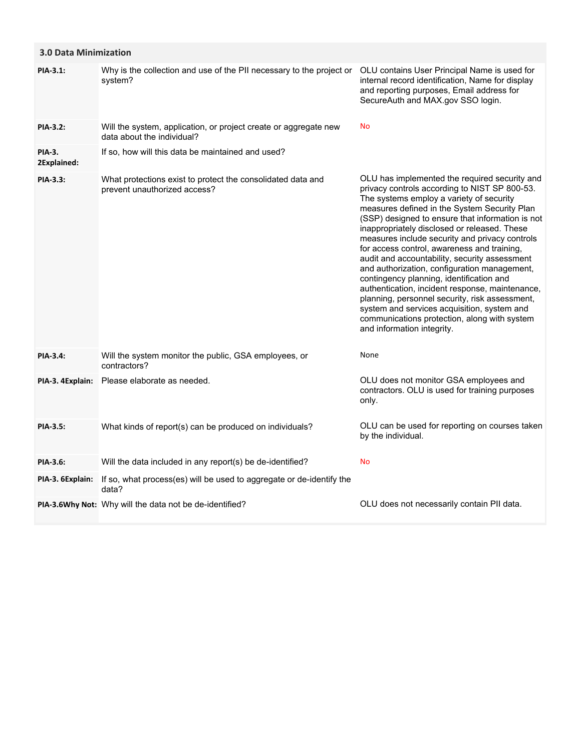## 3.0 Data Minimization

| | | |
|---|---|---|
| **PIA-3.1:** | Why is the collection and use of the PII necessary to the project or system? | OLU contains User Principal Name is used for internal record identification, Name for display and reporting purposes, Email address for SecureAuth and MAX.gov SSO login. |
| **PIA-3.2:** | Will the system, application, or project create or aggregate new data about the individual? | No |
| **PIA-3. 2Explained:** | If so, how will this data be maintained and used? | |
| **PIA-3.3:** | What protections exist to protect the consolidated data and prevent unauthorized access? | OLU has implemented the required security and privacy controls according to NIST SP 800-53. The systems employ a variety of security measures defined in the System Security Plan (SSP) designed to ensure that information is not inappropriately disclosed or released. These measures include security and privacy controls for access control, awareness and training, audit and accountability, security assessment and authorization, configuration management, contingency planning, identification and authentication, incident response, maintenance, planning, personnel security, risk assessment, system and services acquisition, system and communications protection, along with system and information integrity. |
| **PIA-3.4:** | Will the system monitor the public, GSA employees, or contractors? | None |
| **PIA-3. 4Explain:** | Please elaborate as needed. | OLU does not monitor GSA employees and contractors. OLU is used for training purposes only. |
| **PIA-3.5:** | What kinds of report(s) can be produced on individuals? | OLU can be used for reporting on courses taken by the individual. |
| **PIA-3.6:** | Will the data included in any report(s) be de-identified? | No |
| **PIA-3. 6Explain:** | If so, what process(es) will be used to aggregate or de-identify the data? | |
| **PIA-3.6Why Not:** | Why will the data not be de-identified? | OLU does not necessarily contain PII data. |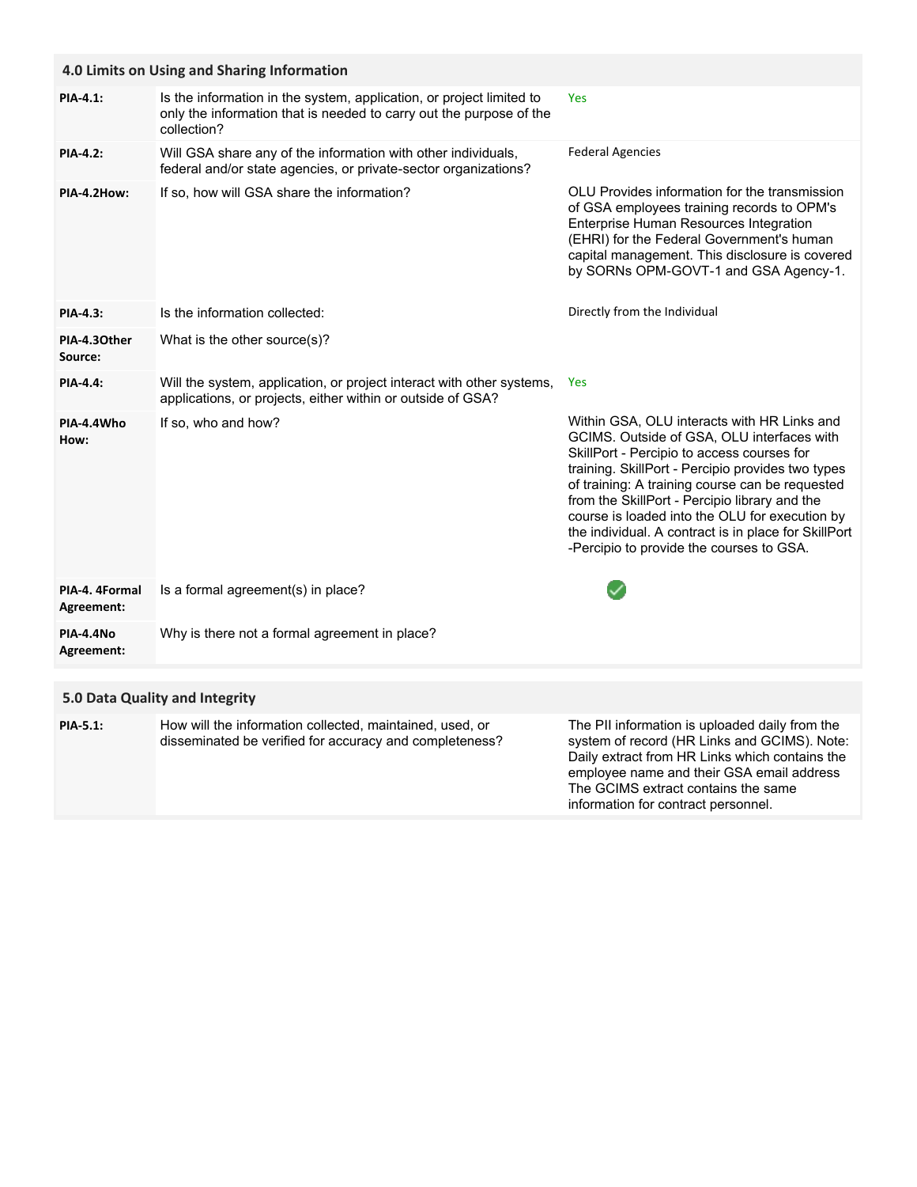## 4.0 Limits on Using and Sharing Information

| | | |
|---|---|---|
| **PIA-4.1:** | Is the information in the system, application, or project limited to only the information that is needed to carry out the purpose of the collection? | Yes |
| **PIA-4.2:** | Will GSA share any of the information with other individuals, federal and/or state agencies, or private-sector organizations? | Federal Agencies |
| **PIA-4.2How:** | If so, how will GSA share the information? | OLU Provides information for the transmission of GSA employees training records to OPM's Enterprise Human Resources Integration (EHRI) for the Federal Government's human capital management. This disclosure is covered by SORNs OPM-GOVT-1 and GSA Agency-1. |
| **PIA-4.3:** | Is the information collected: | Directly from the Individual |
| **PIA-4.3Other Source:** | What is the other source(s)? | |
| **PIA-4.4:** | Will the system, application, or project interact with other systems, applications, or projects, either within or outside of GSA? | Yes |
| **PIA-4.4Who How:** | If so, who and how? | Within GSA, OLU interacts with HR Links and GCIMS. Outside of GSA, OLU interfaces with SkillPort - Percipio to access courses for training. SkillPort - Percipio provides two types of training: A training course can be requested from the SkillPort - Percipio library and the course is loaded into the OLU for execution by the individual. A contract is in place for SkillPort -Percipio to provide the courses to GSA. |
| **PIA-4. 4Formal Agreement:** | Is a formal agreement(s) in place? | ✔ |
| **PIA-4.4No Agreement:** | Why is there not a formal agreement in place? | |

## 5.0 Data Quality and Integrity

| | | |
|---|---|---|
| **PIA-5.1:** | How will the information collected, maintained, used, or disseminated be verified for accuracy and completeness? | The PII information is uploaded daily from the system of record (HR Links and GCIMS). Note: Daily extract from HR Links which contains the employee name and their GSA email address The GCIMS extract contains the same information for contract personnel. |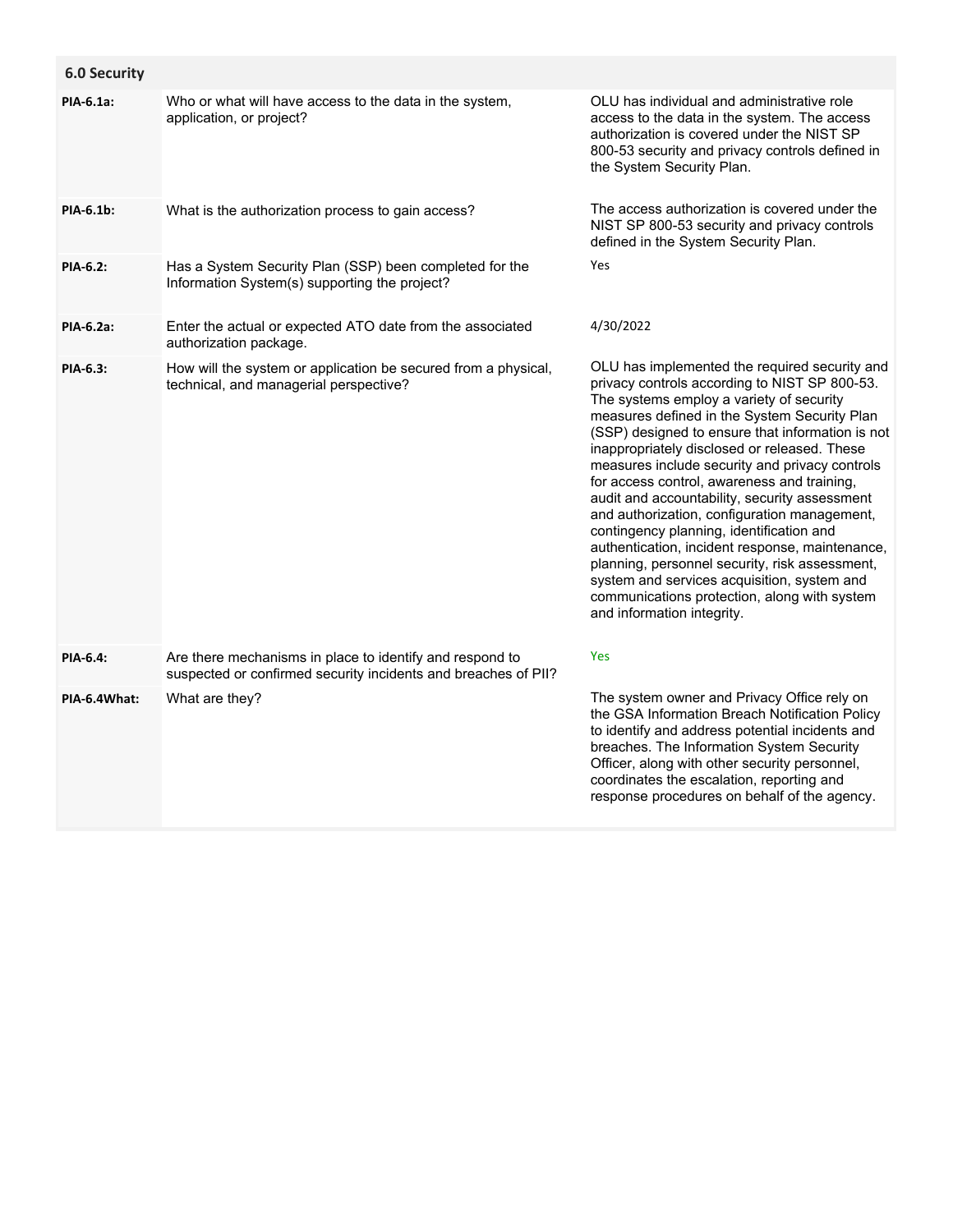## 6.0 Security

| | | |
|---|---|---|
| **PIA-6.1a:** | Who or what will have access to the data in the system, application, or project? | OLU has individual and administrative role access to the data in the system. The access authorization is covered under the NIST SP 800-53 security and privacy controls defined in the System Security Plan. |
| **PIA-6.1b:** | What is the authorization process to gain access? | The access authorization is covered under the NIST SP 800-53 security and privacy controls defined in the System Security Plan. |
| **PIA-6.2:** | Has a System Security Plan (SSP) been completed for the Information System(s) supporting the project? | Yes |
| **PIA-6.2a:** | Enter the actual or expected ATO date from the associated authorization package. | 4/30/2022 |
| **PIA-6.3:** | How will the system or application be secured from a physical, technical, and managerial perspective? | OLU has implemented the required security and privacy controls according to NIST SP 800-53. The systems employ a variety of security measures defined in the System Security Plan (SSP) designed to ensure that information is not inappropriately disclosed or released. These measures include security and privacy controls for access control, awareness and training, audit and accountability, security assessment and authorization, configuration management, contingency planning, identification and authentication, incident response, maintenance, planning, personnel security, risk assessment, system and services acquisition, system and communications protection, along with system and information integrity. |
| **PIA-6.4:** | Are there mechanisms in place to identify and respond to suspected or confirmed security incidents and breaches of PII? | Yes |
| **PIA-6.4What:** | What are they? | The system owner and Privacy Office rely on the GSA Information Breach Notification Policy to identify and address potential incidents and breaches. The Information System Security Officer, along with other security personnel, coordinates the escalation, reporting and response procedures on behalf of the agency. |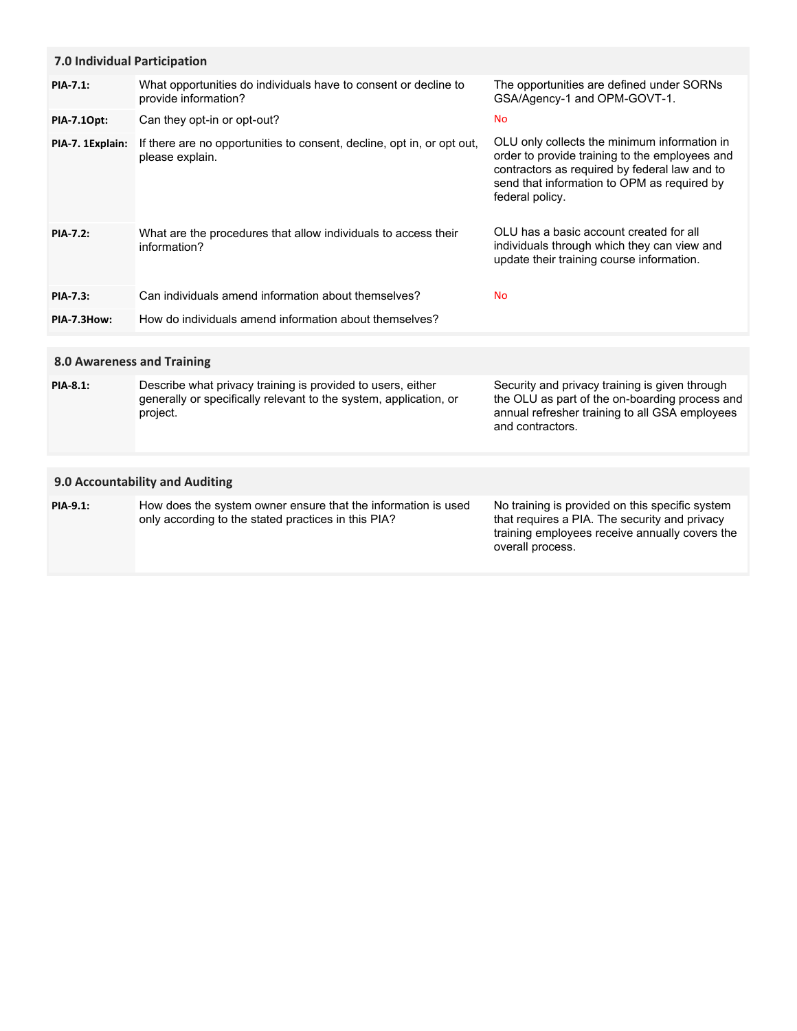## 7.0 Individual Participation

| | | |
|---|---|---|
| **PIA-7.1:** | What opportunities do individuals have to consent or decline to provide information? | The opportunities are defined under SORNs GSA/Agency-1 and OPM-GOVT-1. |
| **PIA-7.1Opt:** | Can they opt-in or opt-out? | No |
| **PIA-7. 1Explain:** | If there are no opportunities to consent, decline, opt in, or opt out, please explain. | OLU only collects the minimum information in order to provide training to the employees and contractors as required by federal law and to send that information to OPM as required by federal policy. |
| **PIA-7.2:** | What are the procedures that allow individuals to access their information? | OLU has a basic account created for all individuals through which they can view and update their training course information. |
| **PIA-7.3:** | Can individuals amend information about themselves? | No |
| **PIA-7.3How:** | How do individuals amend information about themselves? | |

## 8.0 Awareness and Training

| | | |
|---|---|---|
| **PIA-8.1:** | Describe what privacy training is provided to users, either generally or specifically relevant to the system, application, or project. | Security and privacy training is given through the OLU as part of the on-boarding process and annual refresher training to all GSA employees and contractors. |

## 9.0 Accountability and Auditing

| | | |
|---|---|---|
| **PIA-9.1:** | How does the system owner ensure that the information is used only according to the stated practices in this PIA? | No training is provided on this specific system that requires a PIA. The security and privacy training employees receive annually covers the overall process. |